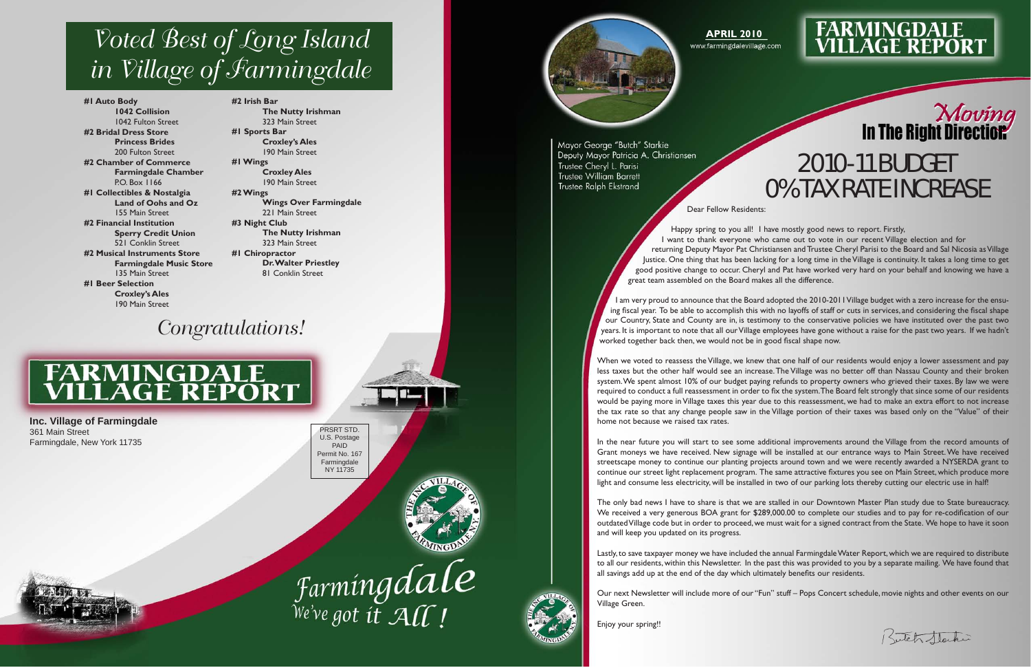# Voted Best of Long Island in Village of Farmingdale

**#1 Auto Body**
**1042 Collision**
1042 Fulton Street

**#2 Bridal Dress Store**
**Princess Brides**
200 Fulton Street

**#2 Chamber of Commerce**
**Farmingdale Chamber**
P.O. Box 1166

**#1 Collectibles & Nostalgia**
**Land of Oohs and Oz**
155 Main Street

**#2 Financial Institution**
**Sperry Credit Union**
521 Conklin Street

**#2 Musical Instruments Store**
**Farmingdale Music Store**
135 Main Street

**#1 Beer Selection**
**Croxley's Ales**
190 Main Street

**#2 Irish Bar**
**The Nutty Irishman**
323 Main Street

**#1 Sports Bar**
**Croxley's Ales**
190 Main Street

**#1 Wings**
**Croxley Ales**
190 Main Street

**#2 Wings**
**Wings Over Farmingdale**
221 Main Street

**#3 Night Club**
**The Nutty Irishman**
323 Main Street

**#1 Chiropractor**
**Dr. Walter Priestley**
81 Conklin Street

*Congratulations!*

## FARMINGDALE VILLAGE REPORT

**Inc. Village of Farmingdale**
361 Main Street
Farmingdale, New York 11735

PRSRT STD.
U.S. Postage
PAID
Permit No. 167
Farmingdale
NY 11735

*Farmingdale We've got it All!*

---

**APRIL 2010**
www.farmingdalevillage.com

# FARMINGDALE VILLAGE REPORT

Mayor George "Butch" Starkie
Deputy Mayor Patricia A. Christiansen
Trustee Cheryl L. Parisi
Trustee William Barrett
Trustee Ralph Ekstrand

## *Moving* In The Right Direction

## 2010-11 BUDGET 0% TAX RATE INCREASE

Dear Fellow Residents:

Happy spring to you all! I have mostly good news to report. Firstly, I want to thank everyone who came out to vote in our recent Village election and for returning Deputy Mayor Pat Christiansen and Trustee Cheryl Parisi to the Board and Sal Nicosia as Village Justice. One thing that has been lacking for a long time in the Village is continuity. It takes a long time to get good positive change to occur. Cheryl and Pat have worked very hard on your behalf and knowing we have a great team assembled on the Board makes all the difference.

I am very proud to announce that the Board adopted the 2010-2011 Village budget with a zero increase for the ensuing fiscal year. To be able to accomplish this with no layoffs of staff or cuts in services, and considering the fiscal shape our Country, State and County are in, is testimony to the conservative policies we have instituted over the past two years. It is important to note that all our Village employees have gone without a raise for the past two years. If we hadn't worked together back then, we would not be in good fiscal shape now.

When we voted to reassess the Village, we knew that one half of our residents would enjoy a lower assessment and pay less taxes but the other half would see an increase. The Village was no better off than Nassau County and their broken system. We spent almost 10% of our budget paying refunds to property owners who grieved their taxes. By law we were required to conduct a full reassessment in order to fix the system. The Board felt strongly that since some of our residents would be paying more in Village taxes this year due to this reassessment, we had to make an extra effort to not increase the tax rate so that any change people saw in the Village portion of their taxes was based only on the "Value" of their home not because we raised tax rates.

In the near future you will start to see some additional improvements around the Village from the record amounts of Grant moneys we have received. New signage will be installed at our entrance ways to Main Street. We have received streetscape money to continue our planting projects around town and we were recently awarded a NYSERDA grant to continue our street light replacement program. The same attractive fixtures you see on Main Street, which produce more light and consume less electricity, will be installed in two of our parking lots thereby cutting our electric use in half!

The only bad news I have to share is that we are stalled in our Downtown Master Plan study due to State bureaucracy. We received a very generous BOA grant for $289,000.00 to complete our studies and to pay for re-codification of our outdated Village code but in order to proceed, we must wait for a signed contract from the State. We hope to have it soon and will keep you updated on its progress.

Lastly, to save taxpayer money we have included the annual Farmingdale Water Report, which we are required to distribute to all our residents, within this Newsletter. In the past this was provided to you by a separate mailing. We have found that all savings add up at the end of the day which ultimately benefits our residents.

Our next Newsletter will include more of our "Fun" stuff – Pops Concert schedule, movie nights and other events on our Village Green.

Enjoy your spring!!

Butch Starkie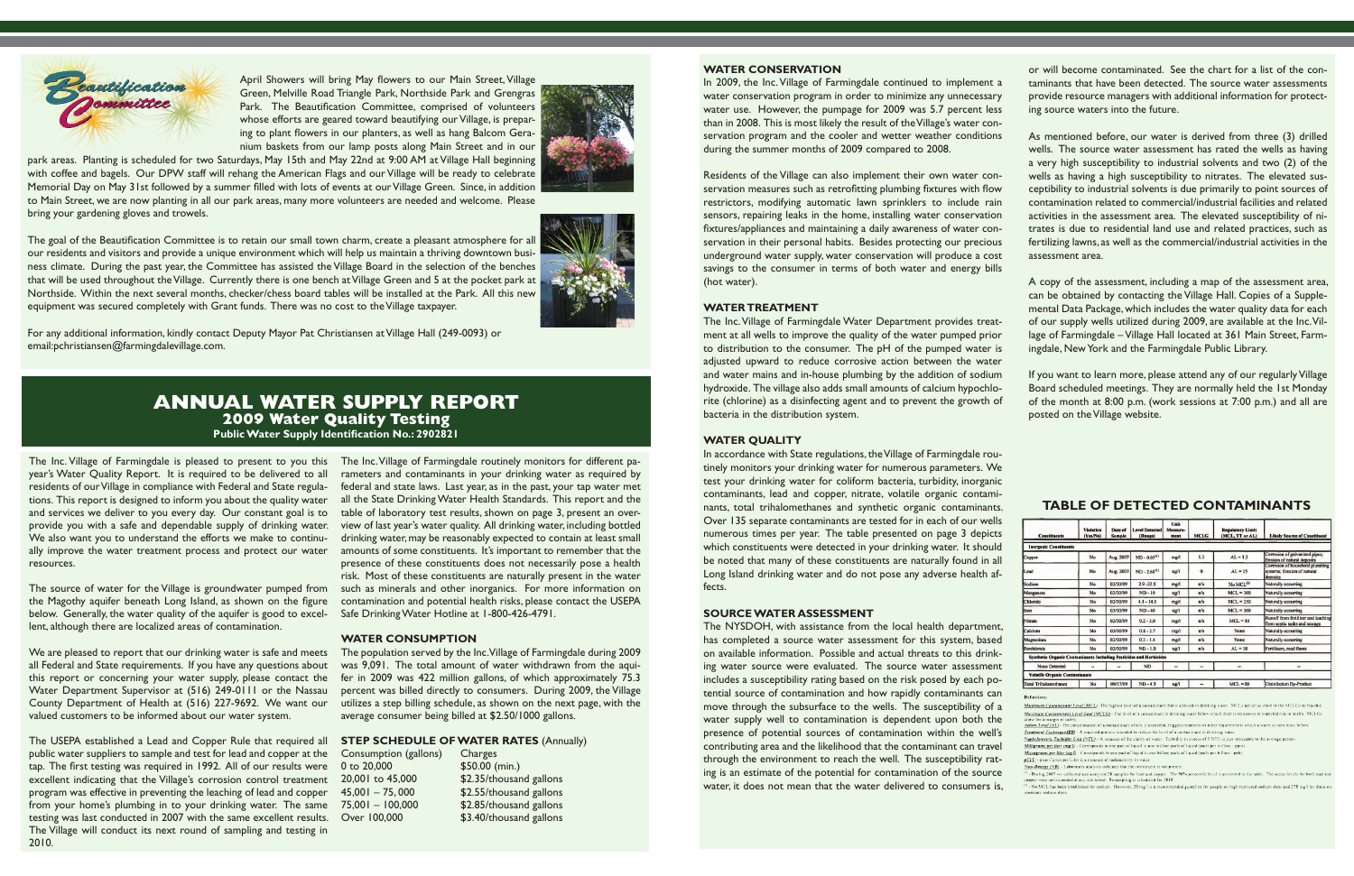## Beautification Committee

April Showers will bring May flowers to our Main Street, Village Green, Melville Road Triangle Park, Northside Park and Grengras Park. The Beautification Committee, comprised of volunteers whose efforts are geared toward beautifying our Village, is preparing to plant flowers in our planters, as well as hang Balcom Geranium baskets from our lamp posts along Main Street and in our park areas. Planting is scheduled for two Saturdays, May 15th and May 22nd at 9:00 AM at Village Hall beginning with coffee and bagels. Our DPW staff will rehang the American Flags and our Village will be ready to celebrate Memorial Day on May 31st followed by a summer filled with lots of events at our Village Green. Since, in addition to Main Street, we are now planting in all our park areas, many more volunteers are needed and welcome. Please bring your gardening gloves and trowels.

The goal of the Beautification Committee is to retain our small town charm, create a pleasant atmosphere for all our residents and visitors and provide a unique environment which will help us maintain a thriving downtown business climate. During the past year, the Committee has assisted the Village Board in the selection of the benches that will be used throughout the Village. Currently there is one bench at Village Green and 5 at the pocket park at Northside. Within the next several months, checker/chess board tables will be installed at the Park. All this new equipment was secured completely with Grant funds. There was no cost to the Village taxpayer.

For any additional information, kindly contact Deputy Mayor Pat Christiansen at Village Hall (249-0093) or email:pchristiansen@farmingdalevillage.com.

# ANNUAL WATER SUPPLY REPORT

## 2009 Water Quality Testing

**Public Water Supply Identification No.: 2902821**

The Inc. Village of Farmingdale is pleased to present to you this year's Water Quality Report. It is required to be delivered to all residents of our Village in compliance with Federal and State regulations. This report is designed to inform you about the quality water and services we deliver to you every day. Our constant goal is to provide you with a safe and dependable supply of drinking water. We also want you to understand the efforts we make to continually improve the water treatment process and protect our water resources.

The source of water for the Village is groundwater pumped from the Magothy aquifer beneath Long Island, as shown on the figure below. Generally, the water quality of the aquifer is good to excellent, although there are localized areas of contamination.

We are pleased to report that our drinking water is safe and meets all Federal and State requirements. If you have any questions about this report or concerning your water supply, please contact the Water Department Supervisor at (516) 249-0111 or the Nassau County Department of Health at (516) 227-9692. We want our valued customers to be informed about our water system.

The USEPA established a Lead and Copper Rule that required all public water suppliers to sample and test for lead and copper at the tap. The first testing was required in 1992. All of our results were excellent indicating that the Village's corrosion control treatment program was effective in preventing the leaching of lead and copper from your home's plumbing in to your drinking water. The same testing was last conducted in 2007 with the same excellent results. The Village will conduct its next round of sampling and testing in 2010.

The Inc. Village of Farmingdale routinely monitors for different parameters and contaminants in your drinking water as required by federal and state laws. Last year, as in the past, your tap water met all the State Drinking Water Health Standards. This report and the table of laboratory test results, shown on page 3, present an overview of last year's water quality. All drinking water, including bottled drinking water, may be reasonably expected to contain at least small amounts of some constituents. It's important to remember that the presence of these constituents does not necessarily pose a health risk. Most of these constituents are naturally present in the water such as minerals and other inorganics. For more information on contamination and potential health risks, please contact the USEPA Safe Drinking Water Hotline at 1-800-426-4791.

### WATER CONSUMPTION

The population served by the Inc. Village of Farmingdale during 2009 was 9,091. The total amount of water withdrawn from the aquifer in 2009 was 422 million gallons, of which approximately 75.3 percent was billed directly to consumers. During 2009, the Village utilizes a step billing schedule, as shown on the next page, with the average consumer being billed at $2.50/1000 gallons.

### STEP SCHEDULE OF WATER RATES (Annually)

| Consumption (gallons) | Charges |
|---|---|
| 0 to 20,000 | $50.00 (min.) |
| 20,001 to 45,000 | $2.35/thousand gallons |
| 45,001 – 75,000 | $2.55/thousand gallons |
| 75,001 – 100,000 | $2.85/thousand gallons |
| Over 100,000 | $3.40/thousand gallons |

### WATER CONSERVATION

In 2009, the Inc. Village of Farmingdale continued to implement a water conservation program in order to minimize any unnecessary water use. However, the pumpage for 2009 was 5.7 percent less than in 2008. This is most likely the result of the Village's water conservation program and the cooler and wetter weather conditions during the summer months of 2009 compared to 2008.

Residents of the Village can also implement their own water conservation measures such as retrofitting plumbing fixtures with flow restrictors, modifying automatic lawn sprinklers to include rain sensors, repairing leaks in the home, installing water conservation fixtures/appliances and maintaining a daily awareness of water conservation in their personal habits. Besides protecting our precious underground water supply, water conservation will produce a cost savings to the consumer in terms of both water and energy bills (hot water).

### WATER TREATMENT

The Inc. Village of Farmingdale Water Department provides treatment at all wells to improve the quality of the water pumped prior to distribution to the consumer. The pH of the pumped water is adjusted upward to reduce corrosive action between the water and water mains and in-house plumbing by the addition of sodium hydroxide. The village also adds small amounts of calcium hypochlorite (chlorine) as a disinfecting agent and to prevent the growth of bacteria in the distribution system.

### WATER QUALITY

In accordance with State regulations, the Village of Farmingdale routinely monitors your drinking water for numerous parameters. We test your drinking water for coliform bacteria, turbidity, inorganic contaminants, lead and copper, nitrate, volatile organic contaminants, total trihalomethanes and synthetic organic contaminants. Over 135 separate contaminants are tested for in each of our wells numerous times per year. The table presented on page 3 depicts which constituents were detected in your drinking water. It should be noted that many of these constituents are naturally found in all Long Island drinking water and do not pose any adverse health affects.

### SOURCE WATER ASSESSMENT

The NYSDOH, with assistance from the local health department, has completed a source water assessment for this system, based on available information. Possible and actual threats to this drinking water source were evaluated. The source water assessment includes a susceptibility rating based on the risk posed by each potential source of contamination and how rapidly contaminants can move through the subsurface to the wells. The susceptibility of a water supply well to contamination is dependent upon both the presence of potential sources of contamination within the well's contributing area and the likelihood that the contaminant can travel through the environment to reach the well. The susceptibility rating is an estimate of the potential for contamination of the source water, it does not mean that the water delivered to consumers is, or will become contaminated. See the chart for a list of the contaminants that have been detected. The source water assessments provide resource managers with additional information for protecting source waters into the future.

As mentioned before, our water is derived from three (3) drilled wells. The source water assessment has rated the wells as having a very high susceptibility to industrial solvents and two (2) of the wells as having a high susceptibility to nitrates. The elevated susceptibility to industrial solvents is due primarily to point sources of contamination related to commercial/industrial facilities and related activities in the assessment area. The elevated susceptibility of nitrates is due to residential land use and related practices, such as fertilizing lawns, as well as the commercial/industrial activities in the assessment area.

A copy of the assessment, including a map of the assessment area, can be obtained by contacting the Village Hall. Copies of a Supplemental Data Package, which includes the water quality data for each of our supply wells utilized during 2009, are available at the Inc. Village of Farmingdale – Village Hall located at 361 Main Street, Farmingdale, New York and the Farmingdale Public Library.

If you want to learn more, please attend any of our regularly Village Board scheduled meetings. They are normally held the 1st Monday of the month at 8:00 p.m. (work sessions at 7:00 p.m.) and all are posted on the Village website.

## TABLE OF DETECTED CONTAMINANTS

| Constituents | Violation (Yes/No) | Date of Sample | Level Detected (Range) | Unit Measurement | MCLG | Regulatory Limit (MCL, TT or AL) | Likely Source of Constituent |
|---|---|---|---|---|---|---|---|
| **Inorganic Constituents** | | | | | | | |
| Copper | No | Aug. 2007 | ND - 0.05[1] | mg/l | 1.3 | AL = 1.3 | Corrosion of galvanized pipes; Erosion of natural deposits |
| Lead | No | Aug. 2007 | ND - 2.68[1] | ug/l | 0 | AL = 15 | Corrosion of household plumbing systems; Erosion of natural deposits |
| Sodium | No | 03/03/09 | 2.9 - 22.5 | mg/l | n/a | No MCL[2] | Naturally occurring |
| Manganese | No | 03/03/09 | ND - 10 | ug/l | n/a | MCL = 300 | Naturally occurring |
| Chloride | No | 03/03/09 | 4.1 - 14.1 | mg/l | n/a | MCL = 250 | Naturally occurring |
| Iron | No | 03/03/09 | ND - 40 | ug/l | n/a | MCL = 300 | Naturally occurring |
| Nitrate | No | 03/03/09 | 0.2 - 3.0 | mg/l | n/a | MCL = 10 | Runoff from fertilizer and leaching from septic tanks and sewage |
| Calcium | No | 03/03/09 | 0.8 - 2.7 | mg/l | n/a | None | Naturally occurring |
| Magnesium | No | 03/03/09 | 0.2 - 1.4 | mg/l | n/a | None | Naturally occurring |
| Perchlorate | No | 03/03/09 | ND - 1.0 | ug/l | n/a | AL = 18 | Fertilizer, road flares |
| **Synthetic Organic Contaminants Including Pesticides and Herbicides** | | | | | | | |
| None Detected | -- | -- | ND | -- | -- | -- | -- |
| **Volatile Organic Contaminants** | | | | | | | |
| Total Trihalomethanes | No | 09/17/09 | ND - 4.9 | ug/l | -- | MCL = 80 | Distribution By-Product |

**Definitions:**

*Maximum Contaminant Level (MCL)* - The highest level of a contaminant that is allowed in drinking water. MCLs are set as close to the MCLGs as feasible.

*Maximum Contaminant Level Goal (MCLG)* - The level of a contaminant in drinking water below which there is no known or expected risk to health. MCLGs allow for a margin of safety.

*Action Level (AL)* - The concentration of a contaminant which, if exceeded, triggers treatment or other requirements which a water system must follow.

*Treatment Technique (TT)* - A required process intended to reduce the level of a contaminant in drinking water.

*Nephelometric Turbidity Unit (NTU)* - A measure of the clarity of water. Turbidity in excess of 5 NTU is just noticeable to the average person.

*Milligrams per liter (mg/l)* - Corresponds to one part of liquid in one million parts of liquid (parts per million - ppm).

*Micrograms per liter (ug/l)* - Corresponds to one part of liquid in one billion parts of liquid (parts per billion - ppb).

*pCi/L* - pico Curies per Liter is a measure of radioactivity in water.

*Non-Detects (ND)* - Laboratory analysis indicates that the constituent is not present.

[1] - During 2007 we collected and analyzed 20 samples for lead and copper. The 90th percentile level is presented in the table. The action levels for both lead and copper were not exceeded at any site tested. Resampling is scheduled for 2010.

[2] - No MCL has been established for sodium. However, 20 mg/l is a recommended guideline for people on high restricted sodium diets and 270 mg/l for those on moderate sodium diets.